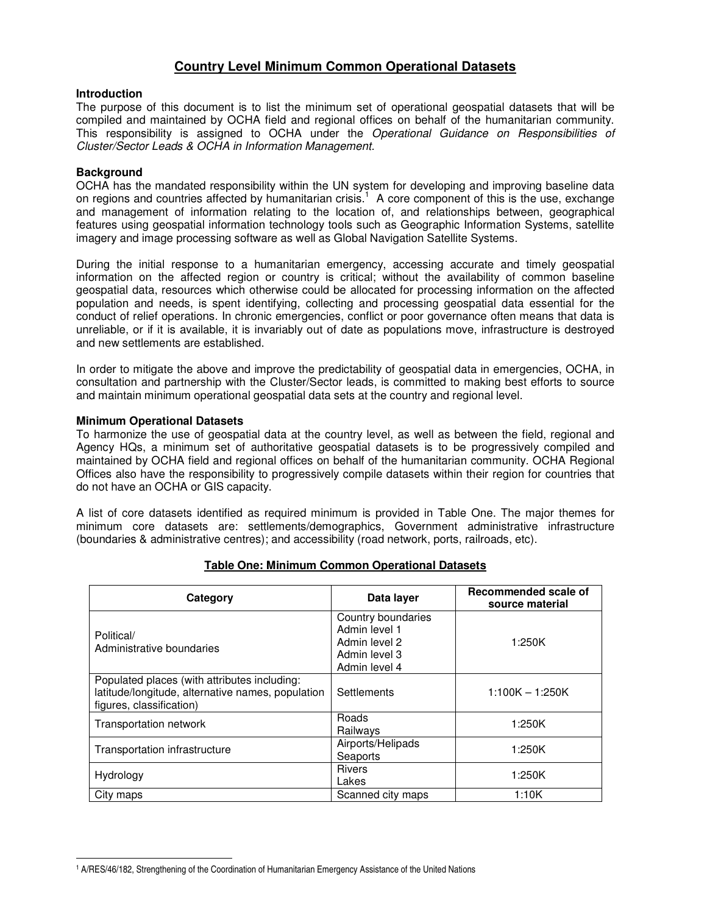# Country Level Minimum Common Operational Datasets

**Introduction**

The purpose of this document is to list the minimum set of operational geospatial datasets that will be compiled and maintained by OCHA field and regional offices on behalf of the humanitarian community. This responsibility is assigned to OCHA under the *Operational Guidance on Responsibilities of Cluster/Sector Leads & OCHA in Information Management.*

**Background**

OCHA has the mandated responsibility within the UN system for developing and improving baseline data on regions and countries affected by humanitarian crisis.[1] A core component of this is the use, exchange and management of information relating to the location of, and relationships between, geographical features using geospatial information technology tools such as Geographic Information Systems, satellite imagery and image processing software as well as Global Navigation Satellite Systems.

During the initial response to a humanitarian emergency, accessing accurate and timely geospatial information on the affected region or country is critical; without the availability of common baseline geospatial data, resources which otherwise could be allocated for processing information on the affected population and needs, is spent identifying, collecting and processing geospatial data essential for the conduct of relief operations. In chronic emergencies, conflict or poor governance often means that data is unreliable, or if it is available, it is invariably out of date as populations move, infrastructure is destroyed and new settlements are established.

In order to mitigate the above and improve the predictability of geospatial data in emergencies, OCHA, in consultation and partnership with the Cluster/Sector leads, is committed to making best efforts to source and maintain minimum operational geospatial data sets at the country and regional level.

**Minimum Operational Datasets**

To harmonize the use of geospatial data at the country level, as well as between the field, regional and Agency HQs, a minimum set of authoritative geospatial datasets is to be progressively compiled and maintained by OCHA field and regional offices on behalf of the humanitarian community. OCHA Regional Offices also have the responsibility to progressively compile datasets within their region for countries that do not have an OCHA or GIS capacity.

A list of core datasets identified as required minimum is provided in Table One. The major themes for minimum core datasets are: settlements/demographics, Government administrative infrastructure (boundaries & administrative centres); and accessibility (road network, ports, railroads, etc).

**Table One: Minimum Common Operational Datasets**

| Category | Data layer | Recommended scale of source material |
|---|---|---|
| Political/ Administrative boundaries | Country boundaries<br>Admin level 1<br>Admin level 2<br>Admin level 3<br>Admin level 4 | 1:250K |
| Populated places (with attributes including: latitude/longitude, alternative names, population figures, classification) | Settlements | 1:100K – 1:250K |
| Transportation network | Roads<br>Railways | 1:250K |
| Transportation infrastructure | Airports/Helipads<br>Seaports | 1:250K |
| Hydrology | Rivers<br>Lakes | 1:250K |
| City maps | Scanned city maps | 1:10K |

[1] A/RES/46/182, Strengthening of the Coordination of Humanitarian Emergency Assistance of the United Nations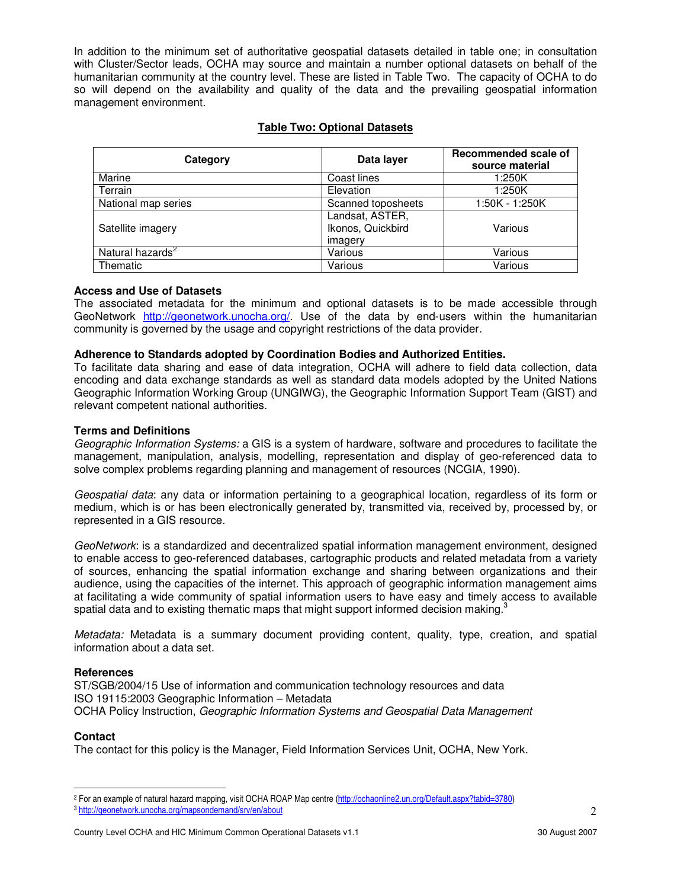In addition to the minimum set of authoritative geospatial datasets detailed in table one; in consultation with Cluster/Sector leads, OCHA may source and maintain a number optional datasets on behalf of the humanitarian community at the country level. These are listed in Table Two. The capacity of OCHA to do so will depend on the availability and quality of the data and the prevailing geospatial information management environment.

**Table Two: Optional Datasets**

| Category | Data layer | Recommended scale of source material |
| --- | --- | --- |
| Marine | Coast lines | 1:250K |
| Terrain | Elevation | 1:250K |
| National map series | Scanned toposheets | 1:50K - 1:250K |
| Satellite imagery | Landsat, ASTER, Ikonos, Quickbird imagery | Various |
| Natural hazards[2] | Various | Various |
| Thematic | Various | Various |

**Access and Use of Datasets**

The associated metadata for the minimum and optional datasets is to be made accessible through GeoNetwork http://geonetwork.unocha.org/. Use of the data by end-users within the humanitarian community is governed by the usage and copyright restrictions of the data provider.

**Adherence to Standards adopted by Coordination Bodies and Authorized Entities.**

To facilitate data sharing and ease of data integration, OCHA will adhere to field data collection, data encoding and data exchange standards as well as standard data models adopted by the United Nations Geographic Information Working Group (UNGIWG), the Geographic Information Support Team (GIST) and relevant competent national authorities.

**Terms and Definitions**

*Geographic Information Systems:* a GIS is a system of hardware, software and procedures to facilitate the management, manipulation, analysis, modelling, representation and display of geo-referenced data to solve complex problems regarding planning and management of resources (NCGIA, 1990).

*Geospatial data*: any data or information pertaining to a geographical location, regardless of its form or medium, which is or has been electronically generated by, transmitted via, received by, processed by, or represented in a GIS resource.

*GeoNetwork*: is a standardized and decentralized spatial information management environment, designed to enable access to geo-referenced databases, cartographic products and related metadata from a variety of sources, enhancing the spatial information exchange and sharing between organizations and their audience, using the capacities of the internet. This approach of geographic information management aims at facilitating a wide community of spatial information users to have easy and timely access to available spatial data and to existing thematic maps that might support informed decision making.[3]

*Metadata:* Metadata is a summary document providing content, quality, type, creation, and spatial information about a data set.

**References**

ST/SGB/2004/15 Use of information and communication technology resources and data
ISO 19115:2003 Geographic Information – Metadata
OCHA Policy Instruction, *Geographic Information Systems and Geospatial Data Management*

**Contact**

The contact for this policy is the Manager, Field Information Services Unit, OCHA, New York.

---

[2] For an example of natural hazard mapping, visit OCHA ROAP Map centre (http://ochaonline2.un.org/Default.aspx?tabid=3780)

[3] http://geonetwork.unocha.org/mapsondemand/srv/en/about